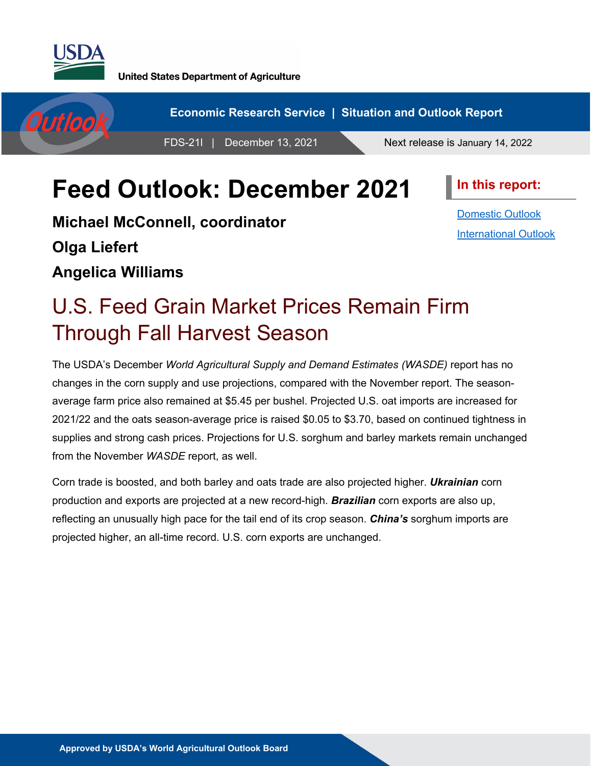United States Department of Agriculture

Economic Research Service | Situation and Outlook Report

FDS-21l | December 13, 2021 Next release is January 14, 2022

# Feed Outlook: December 2021

**Michael McConnell, coordinator**

**Olga Liefert**

**Angelica Williams**

**In this report:**

- Domestic Outlook
- International Outlook

## U.S. Feed Grain Market Prices Remain Firm Through Fall Harvest Season

The USDA's December *World Agricultural Supply and Demand Estimates (WASDE)* report has no changes in the corn supply and use projections, compared with the November report. The season-average farm price also remained at $5.45 per bushel. Projected U.S. oat imports are increased for 2021/22 and the oats season-average price is raised $0.05 to $3.70, based on continued tightness in supplies and strong cash prices. Projections for U.S. sorghum and barley markets remain unchanged from the November *WASDE* report, as well.

Corn trade is boosted, and both barley and oats trade are also projected higher. ***Ukrainian*** corn production and exports are projected at a new record-high. ***Brazilian*** corn exports are also up, reflecting an unusually high pace for the tail end of its crop season. ***China's*** sorghum imports are projected higher, an all-time record. U.S. corn exports are unchanged.

Approved by USDA's World Agricultural Outlook Board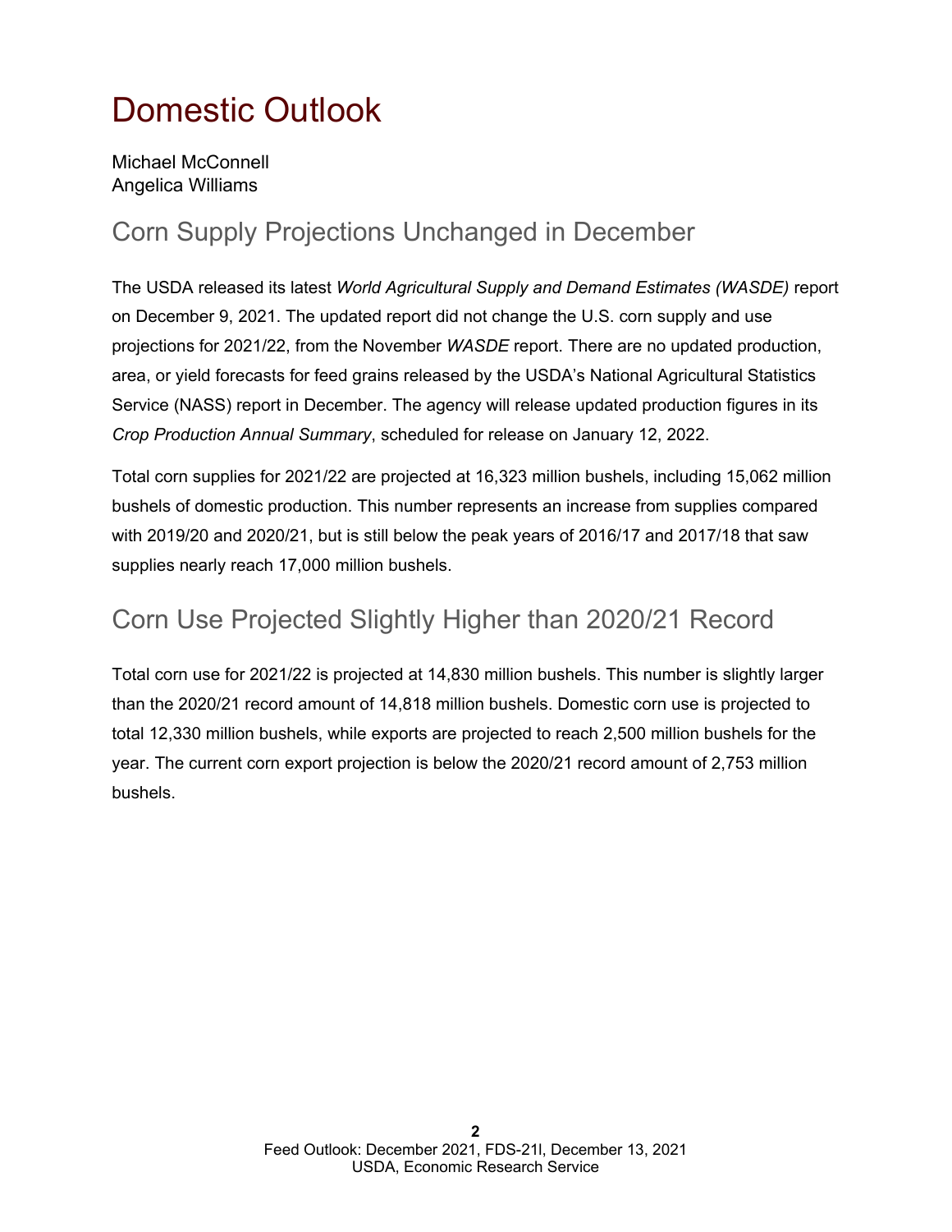# Domestic Outlook

Michael McConnell
Angelica Williams

## Corn Supply Projections Unchanged in December

The USDA released its latest *World Agricultural Supply and Demand Estimates (WASDE)* report on December 9, 2021. The updated report did not change the U.S. corn supply and use projections for 2021/22, from the November *WASDE* report. There are no updated production, area, or yield forecasts for feed grains released by the USDA's National Agricultural Statistics Service (NASS) report in December. The agency will release updated production figures in its *Crop Production Annual Summary*, scheduled for release on January 12, 2022.

Total corn supplies for 2021/22 are projected at 16,323 million bushels, including 15,062 million bushels of domestic production. This number represents an increase from supplies compared with 2019/20 and 2020/21, but is still below the peak years of 2016/17 and 2017/18 that saw supplies nearly reach 17,000 million bushels.

## Corn Use Projected Slightly Higher than 2020/21 Record

Total corn use for 2021/22 is projected at 14,830 million bushels. This number is slightly larger than the 2020/21 record amount of 14,818 million bushels. Domestic corn use is projected to total 12,330 million bushels, while exports are projected to reach 2,500 million bushels for the year. The current corn export projection is below the 2020/21 record amount of 2,753 million bushels.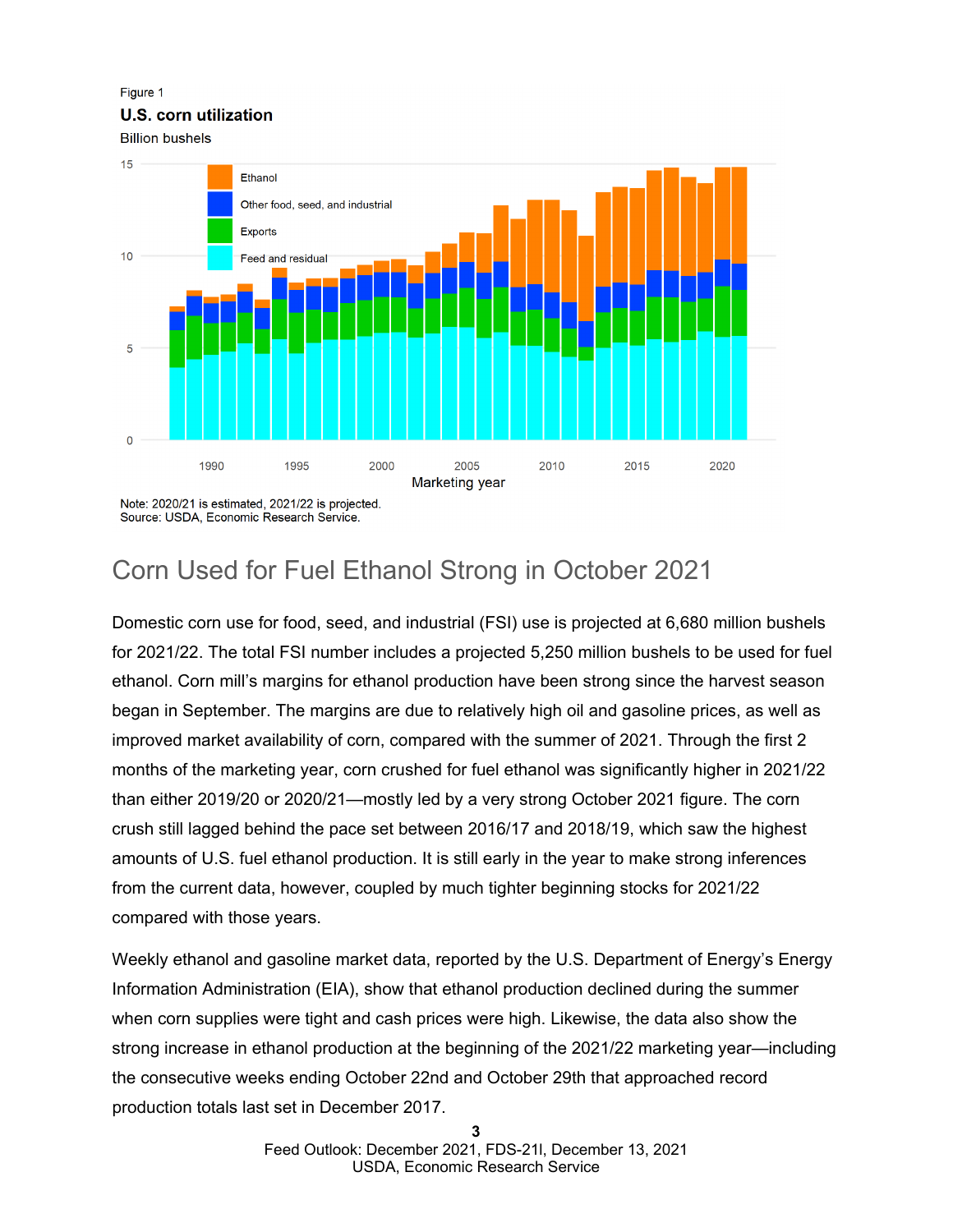Figure 1

**U.S. corn utilization**

Billion bushels

Note: 2020/21 is estimated, 2021/22 is projected.
Source: USDA, Economic Research Service.

## Corn Used for Fuel Ethanol Strong in October 2021

Domestic corn use for food, seed, and industrial (FSI) use is projected at 6,680 million bushels for 2021/22. The total FSI number includes a projected 5,250 million bushels to be used for fuel ethanol. Corn mill's margins for ethanol production have been strong since the harvest season began in September. The margins are due to relatively high oil and gasoline prices, as well as improved market availability of corn, compared with the summer of 2021. Through the first 2 months of the marketing year, corn crushed for fuel ethanol was significantly higher in 2021/22 than either 2019/20 or 2020/21—mostly led by a very strong October 2021 figure. The corn crush still lagged behind the pace set between 2016/17 and 2018/19, which saw the highest amounts of U.S. fuel ethanol production. It is still early in the year to make strong inferences from the current data, however, coupled by much tighter beginning stocks for 2021/22 compared with those years.

Weekly ethanol and gasoline market data, reported by the U.S. Department of Energy's Energy Information Administration (EIA), show that ethanol production declined during the summer when corn supplies were tight and cash prices were high. Likewise, the data also show the strong increase in ethanol production at the beginning of the 2021/22 marketing year—including the consecutive weeks ending October 22nd and October 29th that approached record production totals last set in December 2017.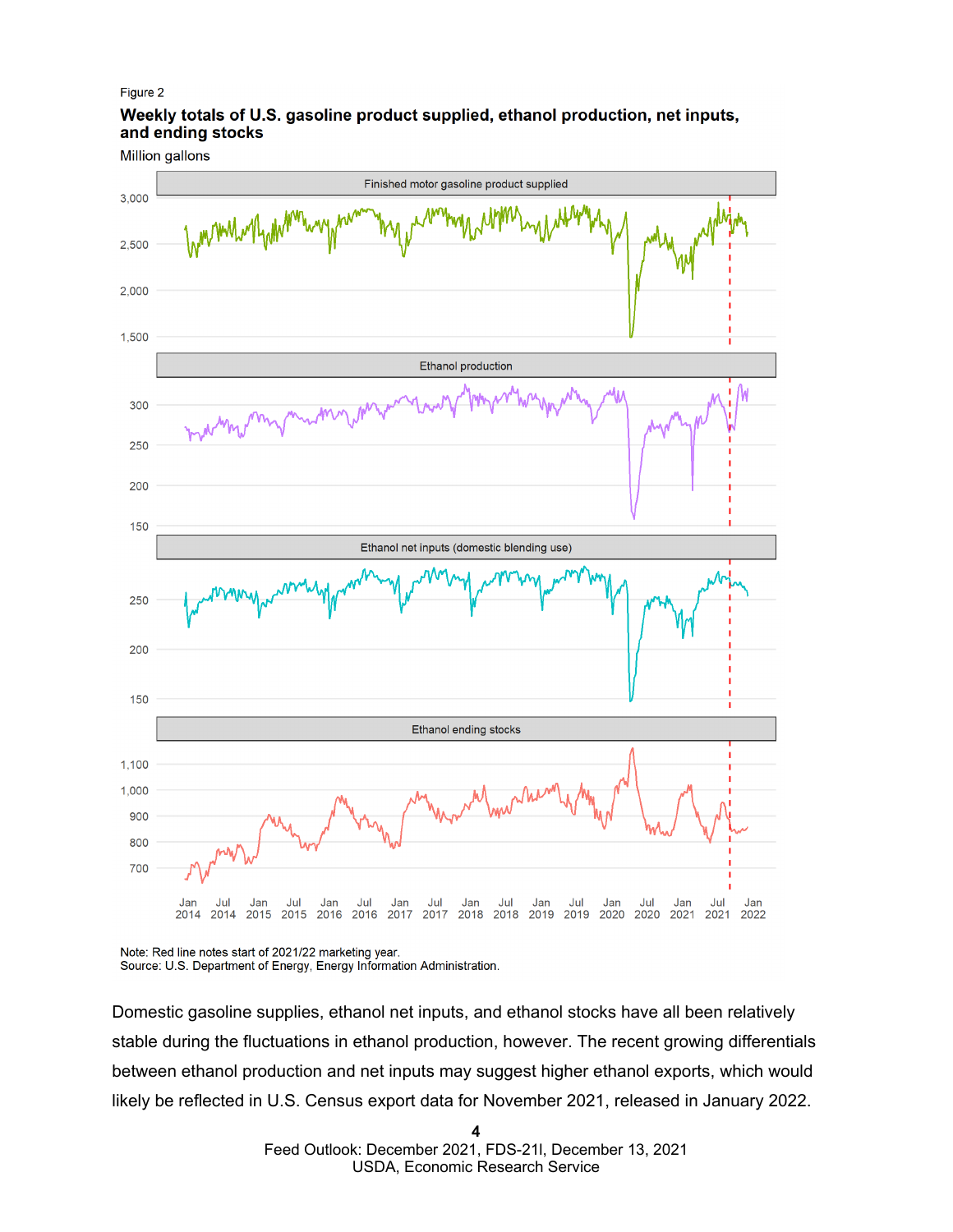Figure 2

**Weekly totals of U.S. gasoline product supplied, ethanol production, net inputs, and ending stocks**

Million gallons

Note: Red line notes start of 2021/22 marketing year.
Source: U.S. Department of Energy, Energy Information Administration.

Domestic gasoline supplies, ethanol net inputs, and ethanol stocks have all been relatively stable during the fluctuations in ethanol production, however. The recent growing differentials between ethanol production and net inputs may suggest higher ethanol exports, which would likely be reflected in U.S. Census export data for November 2021, released in January 2022.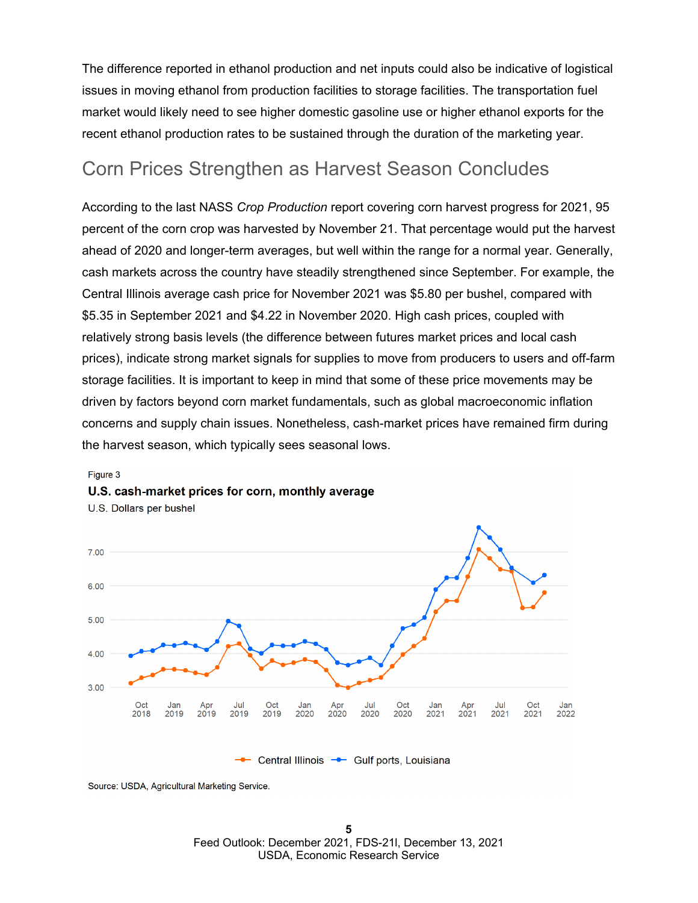The difference reported in ethanol production and net inputs could also be indicative of logistical issues in moving ethanol from production facilities to storage facilities. The transportation fuel market would likely need to see higher domestic gasoline use or higher ethanol exports for the recent ethanol production rates to be sustained through the duration of the marketing year.

## Corn Prices Strengthen as Harvest Season Concludes

According to the last NASS *Crop Production* report covering corn harvest progress for 2021, 95 percent of the corn crop was harvested by November 21. That percentage would put the harvest ahead of 2020 and longer-term averages, but well within the range for a normal year. Generally, cash markets across the country have steadily strengthened since September. For example, the Central Illinois average cash price for November 2021 was $5.80 per bushel, compared with $5.35 in September 2021 and $4.22 in November 2020. High cash prices, coupled with relatively strong basis levels (the difference between futures market prices and local cash prices), indicate strong market signals for supplies to move from producers to users and off-farm storage facilities. It is important to keep in mind that some of these price movements may be driven by factors beyond corn market fundamentals, such as global macroeconomic inflation concerns and supply chain issues. Nonetheless, cash-market prices have remained firm during the harvest season, which typically sees seasonal lows.

Figure 3

**U.S. cash-market prices for corn, monthly average**

U.S. Dollars per bushel

Source: USDA, Agricultural Marketing Service.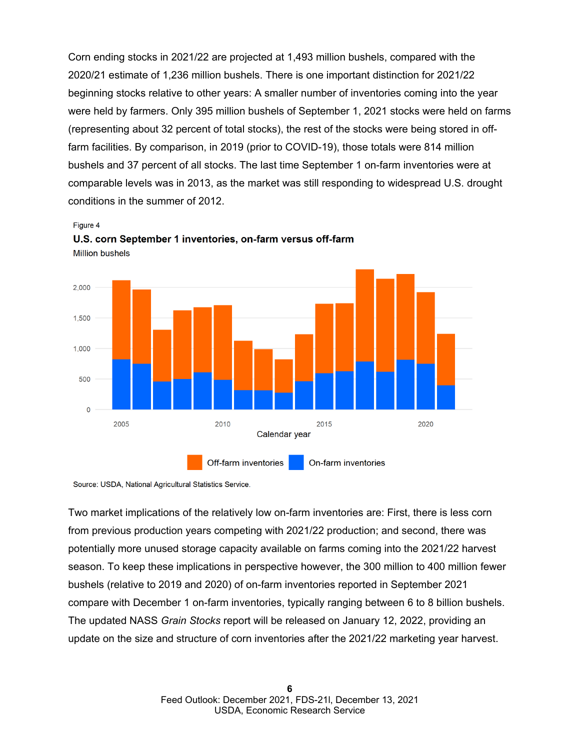Corn ending stocks in 2021/22 are projected at 1,493 million bushels, compared with the 2020/21 estimate of 1,236 million bushels. There is one important distinction for 2021/22 beginning stocks relative to other years: A smaller number of inventories coming into the year were held by farmers. Only 395 million bushels of September 1, 2021 stocks were held on farms (representing about 32 percent of total stocks), the rest of the stocks were being stored in off-farm facilities. By comparison, in 2019 (prior to COVID-19), those totals were 814 million bushels and 37 percent of all stocks. The last time September 1 on-farm inventories were at comparable levels was in 2013, as the market was still responding to widespread U.S. drought conditions in the summer of 2012.

Figure 4

**U.S. corn September 1 inventories, on-farm versus off-farm**

Million bushels

Source: USDA, National Agricultural Statistics Service.

Two market implications of the relatively low on-farm inventories are: First, there is less corn from previous production years competing with 2021/22 production; and second, there was potentially more unused storage capacity available on farms coming into the 2021/22 harvest season. To keep these implications in perspective however, the 300 million to 400 million fewer bushels (relative to 2019 and 2020) of on-farm inventories reported in September 2021 compare with December 1 on-farm inventories, typically ranging between 6 to 8 billion bushels. The updated NASS *Grain Stocks* report will be released on January 12, 2022, providing an update on the size and structure of corn inventories after the 2021/22 marketing year harvest.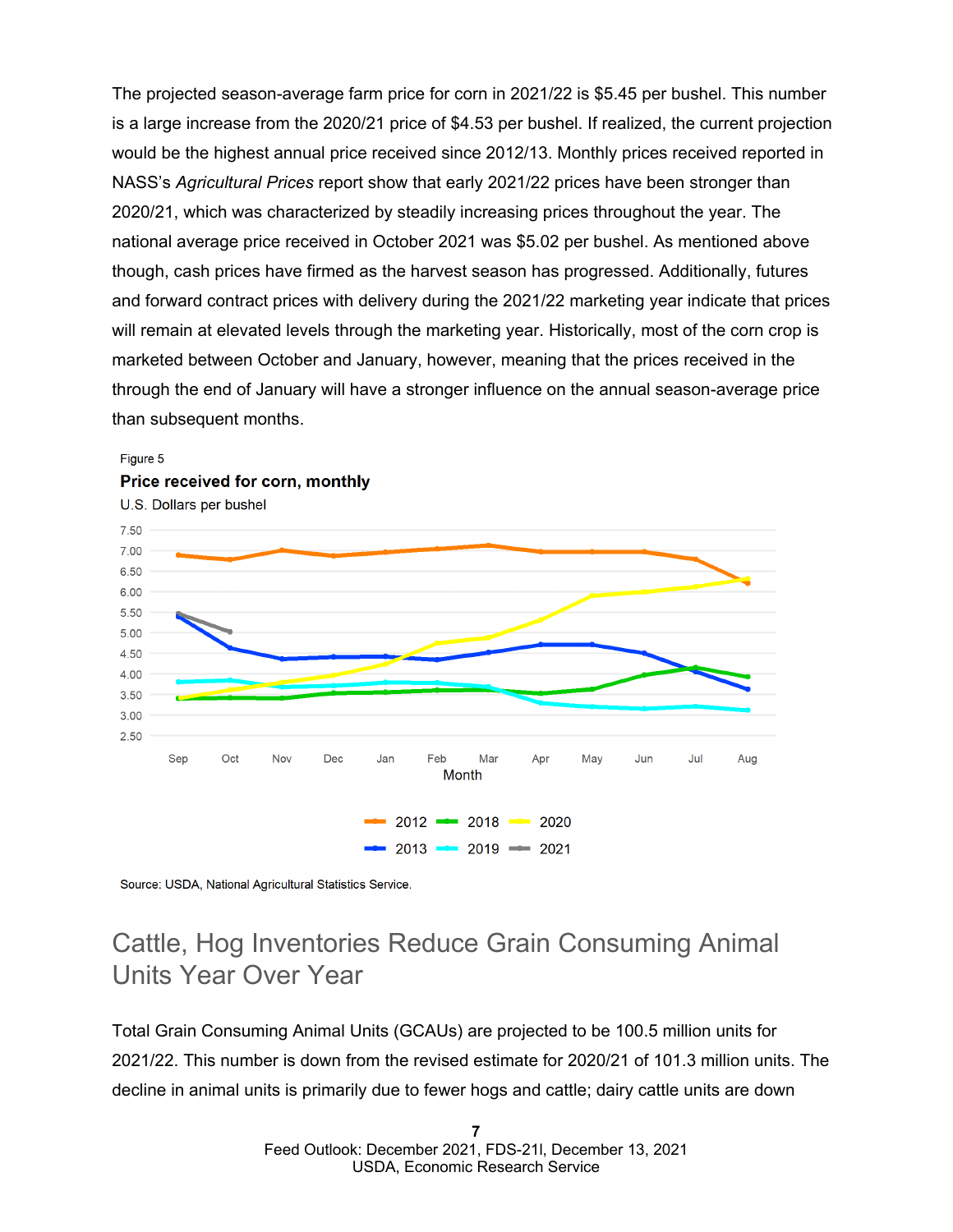The projected season-average farm price for corn in 2021/22 is $5.45 per bushel. This number is a large increase from the 2020/21 price of $4.53 per bushel. If realized, the current projection would be the highest annual price received since 2012/13. Monthly prices received reported in NASS's *Agricultural Prices* report show that early 2021/22 prices have been stronger than 2020/21, which was characterized by steadily increasing prices throughout the year. The national average price received in October 2021 was $5.02 per bushel. As mentioned above though, cash prices have firmed as the harvest season has progressed. Additionally, futures and forward contract prices with delivery during the 2021/22 marketing year indicate that prices will remain at elevated levels through the marketing year. Historically, most of the corn crop is marketed between October and January, however, meaning that the prices received in the through the end of January will have a stronger influence on the annual season-average price than subsequent months.

Figure 5

**Price received for corn, monthly**

U.S. Dollars per bushel

Source: USDA, National Agricultural Statistics Service.

## Cattle, Hog Inventories Reduce Grain Consuming Animal Units Year Over Year

Total Grain Consuming Animal Units (GCAUs) are projected to be 100.5 million units for 2021/22. This number is down from the revised estimate for 2020/21 of 101.3 million units. The decline in animal units is primarily due to fewer hogs and cattle; dairy cattle units are down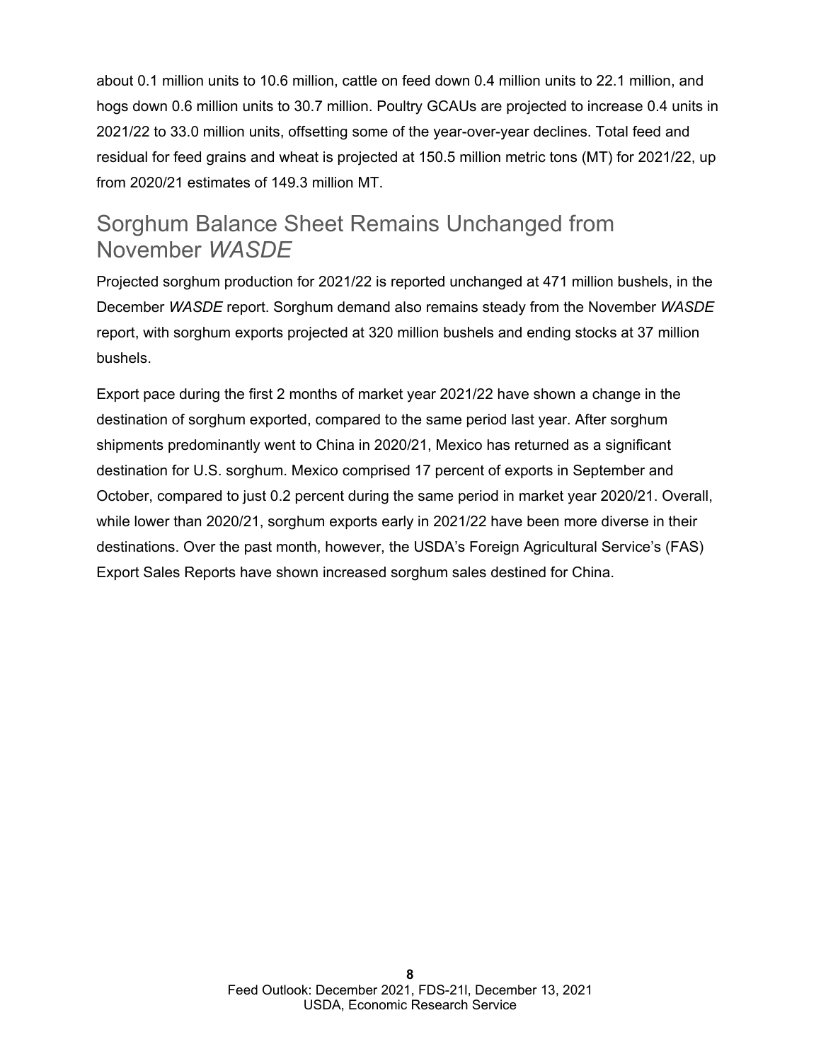about 0.1 million units to 10.6 million, cattle on feed down 0.4 million units to 22.1 million, and hogs down 0.6 million units to 30.7 million. Poultry GCAUs are projected to increase 0.4 units in 2021/22 to 33.0 million units, offsetting some of the year-over-year declines. Total feed and residual for feed grains and wheat is projected at 150.5 million metric tons (MT) for 2021/22, up from 2020/21 estimates of 149.3 million MT.

## Sorghum Balance Sheet Remains Unchanged from November *WASDE*

Projected sorghum production for 2021/22 is reported unchanged at 471 million bushels, in the December *WASDE* report. Sorghum demand also remains steady from the November *WASDE* report, with sorghum exports projected at 320 million bushels and ending stocks at 37 million bushels.

Export pace during the first 2 months of market year 2021/22 have shown a change in the destination of sorghum exported, compared to the same period last year. After sorghum shipments predominantly went to China in 2020/21, Mexico has returned as a significant destination for U.S. sorghum. Mexico comprised 17 percent of exports in September and October, compared to just 0.2 percent during the same period in market year 2020/21. Overall, while lower than 2020/21, sorghum exports early in 2021/22 have been more diverse in their destinations. Over the past month, however, the USDA's Foreign Agricultural Service's (FAS) Export Sales Reports have shown increased sorghum sales destined for China.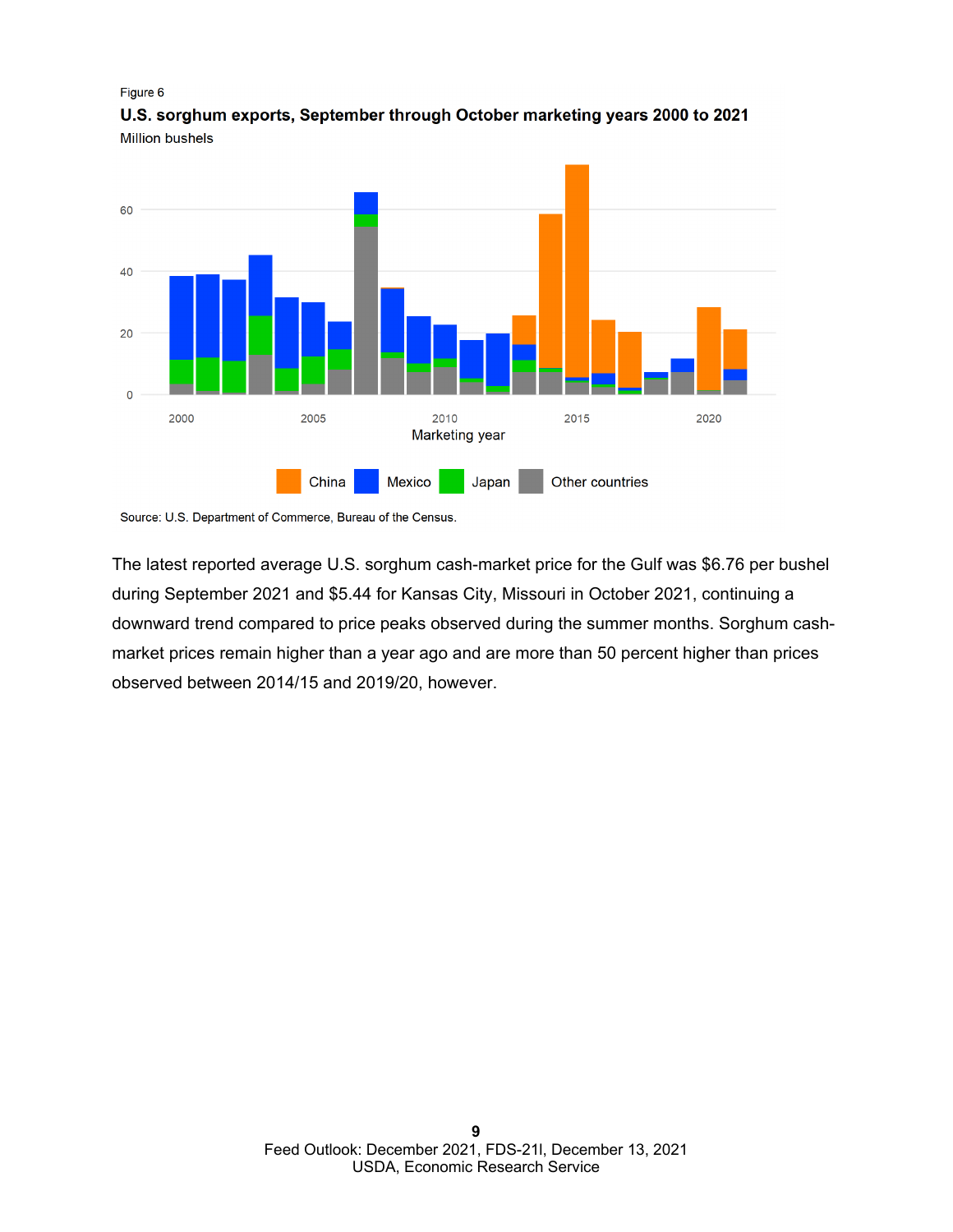Figure 6

**U.S. sorghum exports, September through October marketing years 2000 to 2021**

Million bushels

Source: U.S. Department of Commerce, Bureau of the Census.

The latest reported average U.S. sorghum cash-market price for the Gulf was $6.76 per bushel during September 2021 and $5.44 for Kansas City, Missouri in October 2021, continuing a downward trend compared to price peaks observed during the summer months. Sorghum cash-market prices remain higher than a year ago and are more than 50 percent higher than prices observed between 2014/15 and 2019/20, however.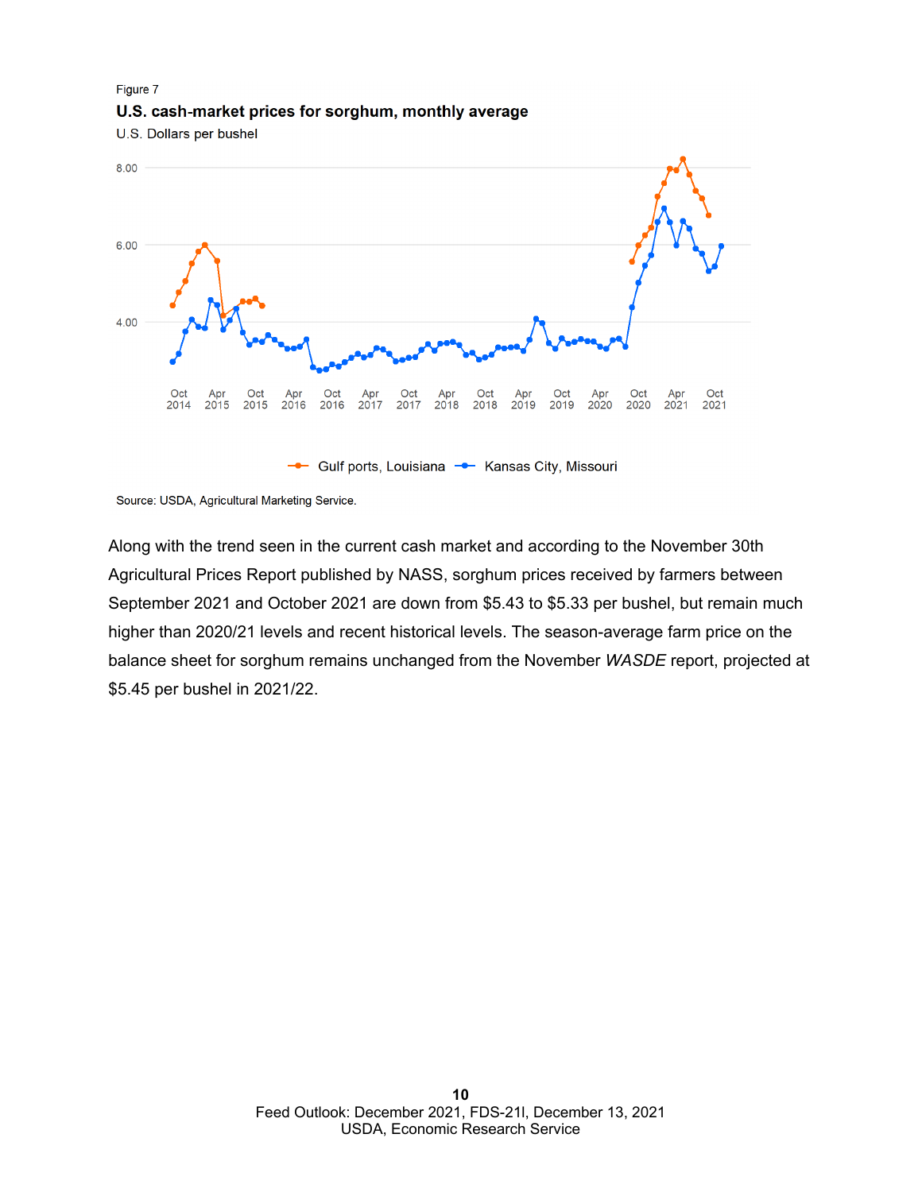Figure 7

**U.S. cash-market prices for sorghum, monthly average**

U.S. Dollars per bushel

Source: USDA, Agricultural Marketing Service.

Along with the trend seen in the current cash market and according to the November 30th Agricultural Prices Report published by NASS, sorghum prices received by farmers between September 2021 and October 2021 are down from $5.43 to $5.33 per bushel, but remain much higher than 2020/21 levels and recent historical levels. The season-average farm price on the balance sheet for sorghum remains unchanged from the November *WASDE* report, projected at $5.45 per bushel in 2021/22.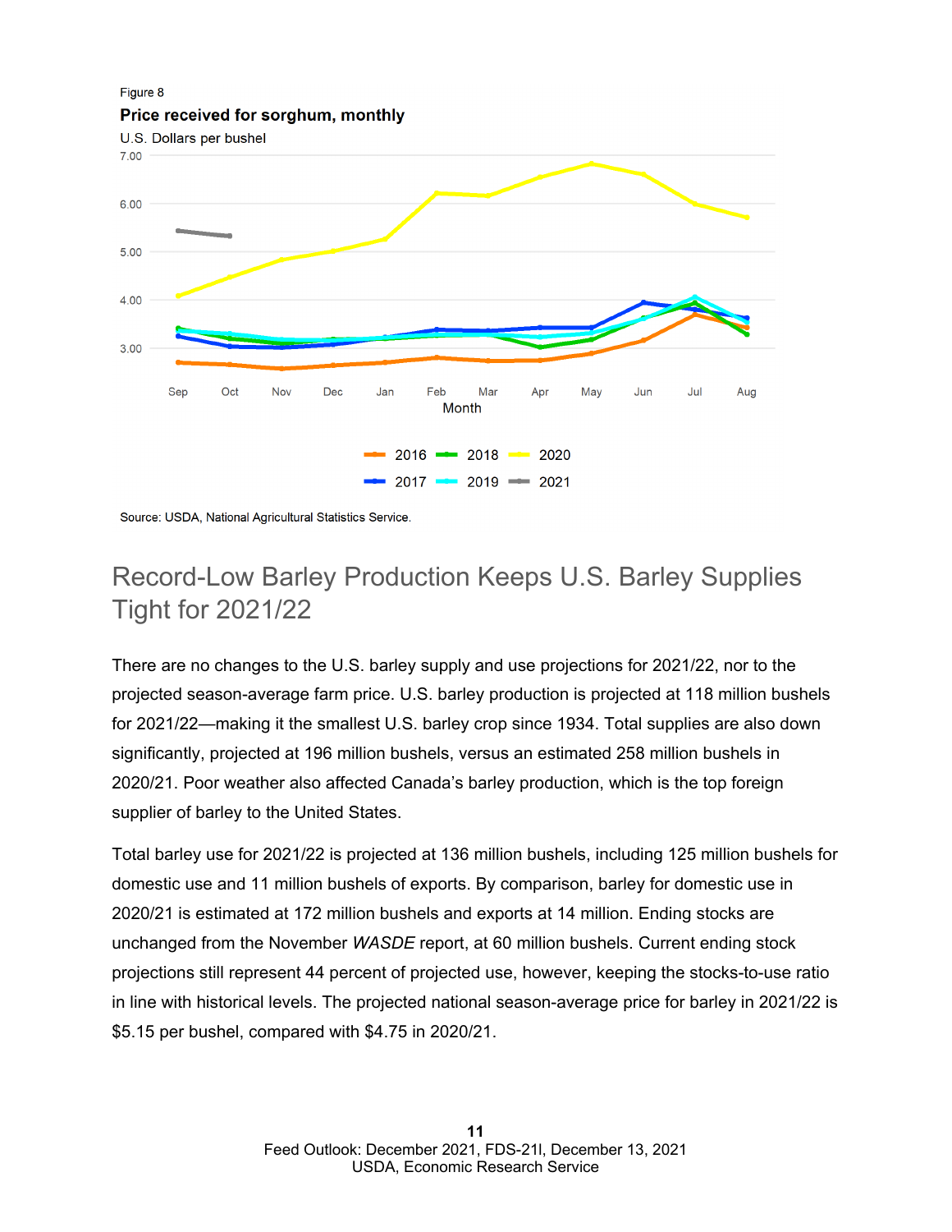Figure 8

**Price received for sorghum, monthly**

U.S. Dollars per bushel

Source: USDA, National Agricultural Statistics Service.

## Record-Low Barley Production Keeps U.S. Barley Supplies Tight for 2021/22

There are no changes to the U.S. barley supply and use projections for 2021/22, nor to the projected season-average farm price. U.S. barley production is projected at 118 million bushels for 2021/22—making it the smallest U.S. barley crop since 1934. Total supplies are also down significantly, projected at 196 million bushels, versus an estimated 258 million bushels in 2020/21. Poor weather also affected Canada's barley production, which is the top foreign supplier of barley to the United States.

Total barley use for 2021/22 is projected at 136 million bushels, including 125 million bushels for domestic use and 11 million bushels of exports. By comparison, barley for domestic use in 2020/21 is estimated at 172 million bushels and exports at 14 million. Ending stocks are unchanged from the November *WASDE* report, at 60 million bushels. Current ending stock projections still represent 44 percent of projected use, however, keeping the stocks-to-use ratio in line with historical levels. The projected national season-average price for barley in 2021/22 is $5.15 per bushel, compared with $4.75 in 2020/21.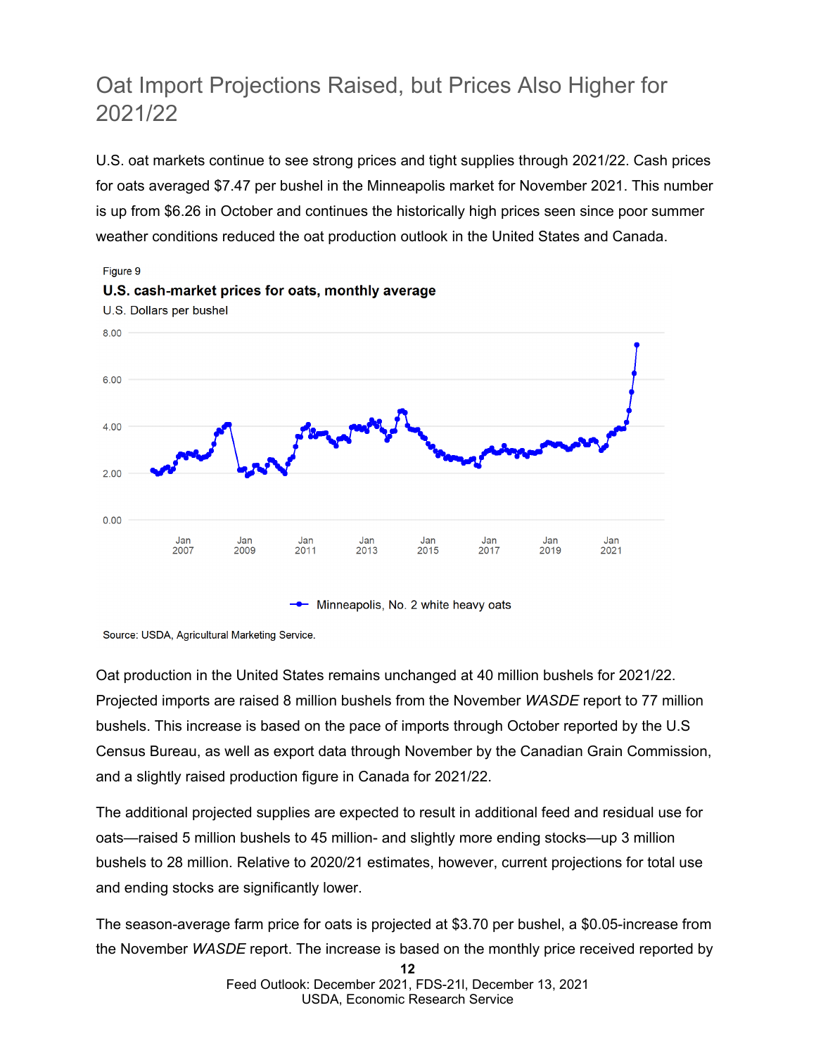# Oat Import Projections Raised, but Prices Also Higher for 2021/22

U.S. oat markets continue to see strong prices and tight supplies through 2021/22. Cash prices for oats averaged $7.47 per bushel in the Minneapolis market for November 2021. This number is up from $6.26 in October and continues the historically high prices seen since poor summer weather conditions reduced the oat production outlook in the United States and Canada.

Figure 9

**U.S. cash-market prices for oats, monthly average**

U.S. Dollars per bushel

Minneapolis, No. 2 white heavy oats

Source: USDA, Agricultural Marketing Service.

Oat production in the United States remains unchanged at 40 million bushels for 2021/22. Projected imports are raised 8 million bushels from the November *WASDE* report to 77 million bushels. This increase is based on the pace of imports through October reported by the U.S Census Bureau, as well as export data through November by the Canadian Grain Commission, and a slightly raised production figure in Canada for 2021/22.

The additional projected supplies are expected to result in additional feed and residual use for oats—raised 5 million bushels to 45 million- and slightly more ending stocks—up 3 million bushels to 28 million. Relative to 2020/21 estimates, however, current projections for total use and ending stocks are significantly lower.

The season-average farm price for oats is projected at $3.70 per bushel, a $0.05-increase from the November *WASDE* report. The increase is based on the monthly price received reported by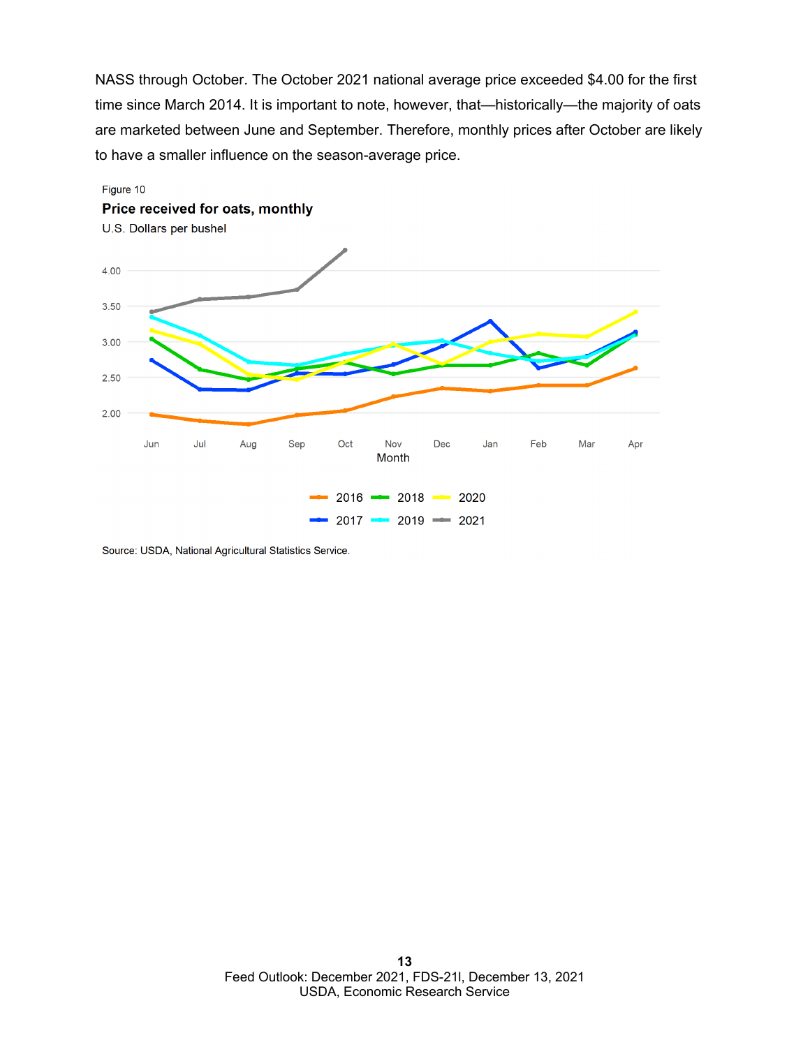NASS through October. The October 2021 national average price exceeded $4.00 for the first time since March 2014. It is important to note, however, that—historically—the majority of oats are marketed between June and September. Therefore, monthly prices after October are likely to have a smaller influence on the season-average price.

Figure 10

**Price received for oats, monthly**

U.S. Dollars per bushel

Source: USDA, National Agricultural Statistics Service.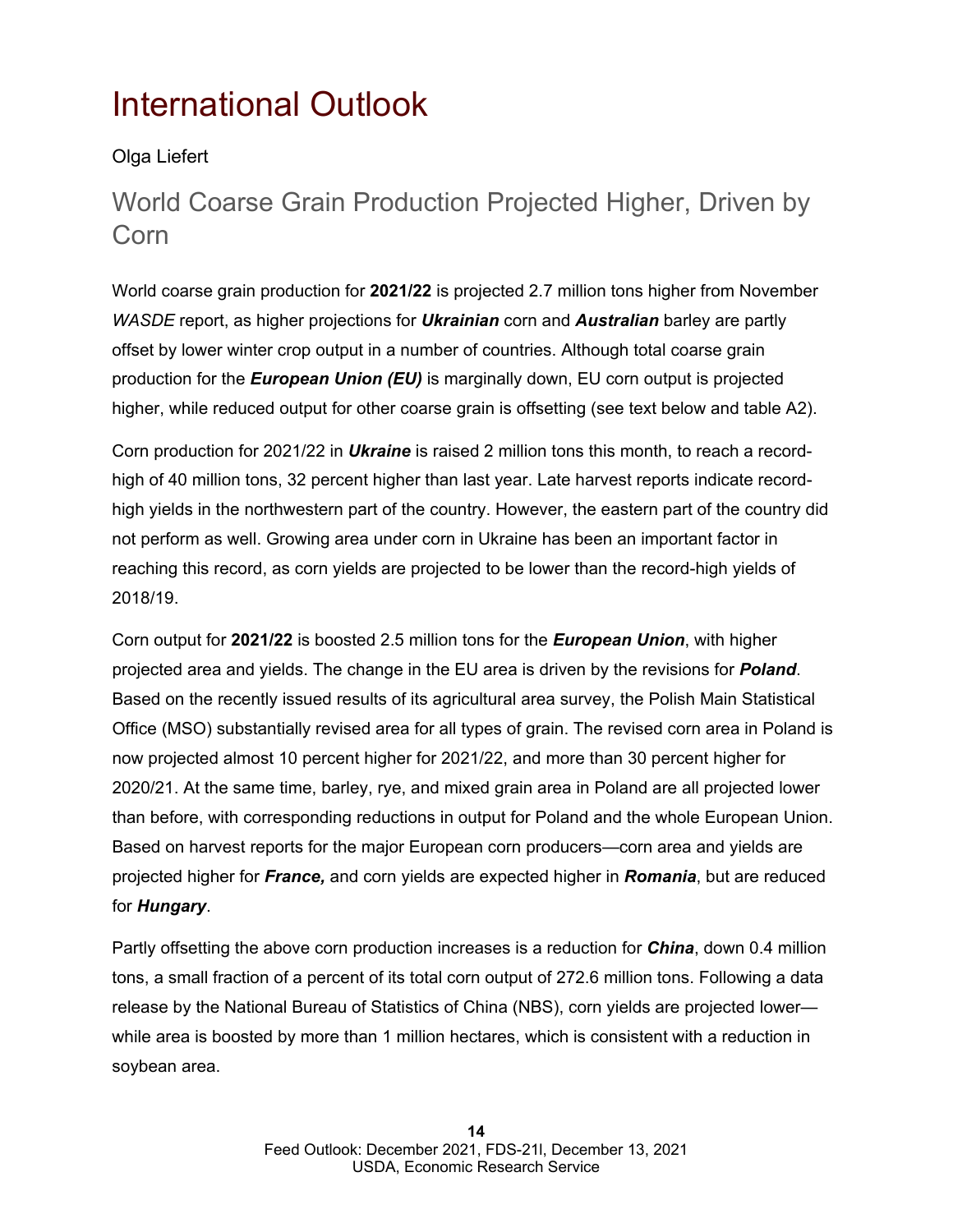# International Outlook

Olga Liefert

## World Coarse Grain Production Projected Higher, Driven by Corn

World coarse grain production for **2021/22** is projected 2.7 million tons higher from November *WASDE* report, as higher projections for ***Ukrainian*** corn and ***Australian*** barley are partly offset by lower winter crop output in a number of countries. Although total coarse grain production for the ***European Union (EU)*** is marginally down, EU corn output is projected higher, while reduced output for other coarse grain is offsetting (see text below and table A2).

Corn production for 2021/22 in ***Ukraine*** is raised 2 million tons this month, to reach a record-high of 40 million tons, 32 percent higher than last year. Late harvest reports indicate record-high yields in the northwestern part of the country. However, the eastern part of the country did not perform as well. Growing area under corn in Ukraine has been an important factor in reaching this record, as corn yields are projected to be lower than the record-high yields of 2018/19.

Corn output for **2021/22** is boosted 2.5 million tons for the ***European Union***, with higher projected area and yields. The change in the EU area is driven by the revisions for ***Poland***. Based on the recently issued results of its agricultural area survey, the Polish Main Statistical Office (MSO) substantially revised area for all types of grain. The revised corn area in Poland is now projected almost 10 percent higher for 2021/22, and more than 30 percent higher for 2020/21. At the same time, barley, rye, and mixed grain area in Poland are all projected lower than before, with corresponding reductions in output for Poland and the whole European Union. Based on harvest reports for the major European corn producers—corn area and yields are projected higher for ***France,*** and corn yields are expected higher in ***Romania***, but are reduced for ***Hungary***.

Partly offsetting the above corn production increases is a reduction for ***China***, down 0.4 million tons, a small fraction of a percent of its total corn output of 272.6 million tons. Following a data release by the National Bureau of Statistics of China (NBS), corn yields are projected lower—while area is boosted by more than 1 million hectares, which is consistent with a reduction in soybean area.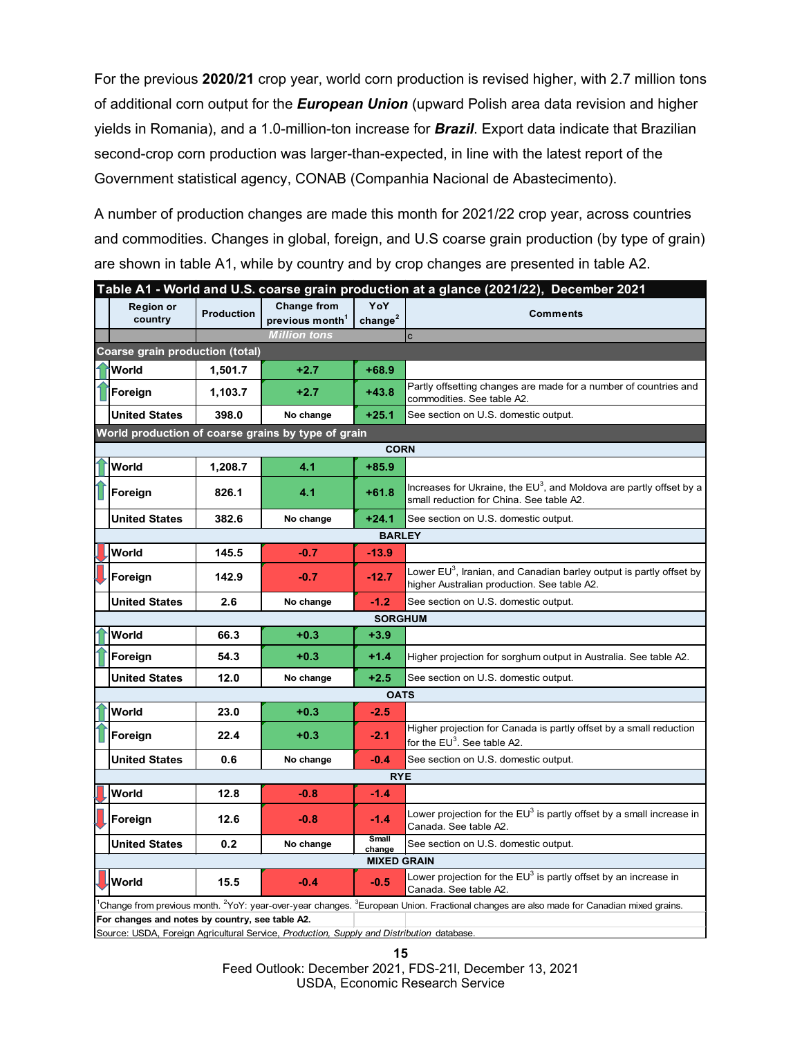For the previous **2020/21** crop year, world corn production is revised higher, with 2.7 million tons of additional corn output for the ***European Union*** (upward Polish area data revision and higher yields in Romania), and a 1.0-million-ton increase for ***Brazil***. Export data indicate that Brazilian second-crop corn production was larger-than-expected, in line with the latest report of the Government statistical agency, CONAB (Companhia Nacional de Abastecimento).

A number of production changes are made this month for 2021/22 crop year, across countries and commodities. Changes in global, foreign, and U.S coarse grain production (by type of grain) are shown in table A1, while by country and by crop changes are presented in table A2.

**Table A1 - World and U.S. coarse grain production at a glance (2021/22), December 2021**

| Region or country | Production | Change from previous month[1] | YoY change[2] | Comments |
|---|---|---|---|---|
| | *Million tons* | | | c |
| **Coarse grain production (total)** | | | | |
| World | 1,501.7 | +2.7 | +68.9 | |
| Foreign | 1,103.7 | +2.7 | +43.8 | Partly offsetting changes are made for a number of countries and commodities. See table A2. |
| United States | 398.0 | No change | +25.1 | See section on U.S. domestic output. |
| **World production of coarse grains by type of grain** | | | | |
| **CORN** | | | | |
| World | 1,208.7 | 4.1 | +85.9 | |
| Foreign | 826.1 | 4.1 | +61.8 | Increases for Ukraine, the EU[3], and Moldova are partly offset by a small reduction for China. See table A2. |
| United States | 382.6 | No change | +24.1 | See section on U.S. domestic output. |
| **BARLEY** | | | | |
| World | 145.5 | -0.7 | -13.9 | |
| Foreign | 142.9 | -0.7 | -12.7 | Lower EU[3], Iranian, and Canadian barley output is partly offset by higher Australian production. See table A2. |
| United States | 2.6 | No change | -1.2 | See section on U.S. domestic output. |
| **SORGHUM** | | | | |
| World | 66.3 | +0.3 | +3.9 | |
| Foreign | 54.3 | +0.3 | +1.4 | Higher projection for sorghum output in Australia. See table A2. |
| United States | 12.0 | No change | +2.5 | See section on U.S. domestic output. |
| **OATS** | | | | |
| World | 23.0 | +0.3 | -2.5 | |
| Foreign | 22.4 | +0.3 | -2.1 | Higher projection for Canada is partly offset by a small reduction for the EU[3]. See table A2. |
| United States | 0.6 | No change | -0.4 | See section on U.S. domestic output. |
| **RYE** | | | | |
| World | 12.8 | -0.8 | -1.4 | |
| Foreign | 12.6 | -0.8 | -1.4 | Lower projection for the EU[3] is partly offset by a small increase in Canada. See table A2. |
| United States | 0.2 | No change | Small change | See section on U.S. domestic output. |
| **MIXED GRAIN** | | | | |
| World | 15.5 | -0.4 | -0.5 | Lower projection for the EU[3] is partly offset by an increase in Canada. See table A2. |

[1]Change from previous month. [2]YoY: year-over-year changes. [3]European Union. Fractional changes are also made for Canadian mixed grains.

**For changes and notes by country, see table A2.**

Source: USDA, Foreign Agricultural Service, *Production, Supply and Distribution* database.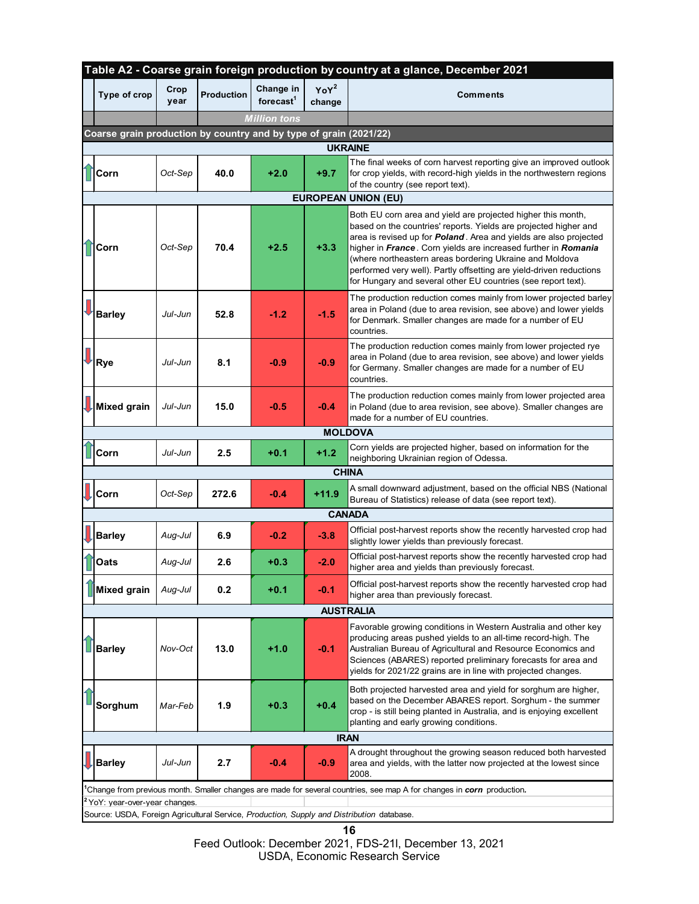**Table A2 - Coarse grain foreign production by country at a glance, December 2021**

| Type of crop | Crop year | Production | Change in forecast[1] | YoY[2] change | Comments |
|---|---|---|---|---|---|
| | | Million tons | | | |
| **Coarse grain production by country and by type of grain (2021/22)** | | | | | |
| **UKRAINE** | | | | | |
| Corn | Oct-Sep | 40.0 | +2.0 | +9.7 | The final weeks of corn harvest reporting give an improved outlook for crop yields, with record-high yields in the northwestern regions of the country (see report text). |
| **EUROPEAN UNION (EU)** | | | | | |
| Corn | Oct-Sep | 70.4 | +2.5 | +3.3 | Both EU corn area and yield are projected higher this month, based on the countries' reports. Yields are projected higher and area is revised up for ***Poland***. Area and yields are also projected higher in ***France***. Corn yields are increased further in ***Romania*** (where northeastern areas bordering Ukraine and Moldova performed very well). Partly offsetting are yield-driven reductions for Hungary and several other EU countries (see report text). |
| Barley | Jul-Jun | 52.8 | -1.2 | -1.5 | The production reduction comes mainly from lower projected barley area in Poland (due to area revision, see above) and lower yields for Denmark. Smaller changes are made for a number of EU countries. |
| Rye | Jul-Jun | 8.1 | -0.9 | -0.9 | The production reduction comes mainly from lower projected rye area in Poland (due to area revision, see above) and lower yields for Germany. Smaller changes are made for a number of EU countries. |
| Mixed grain | Jul-Jun | 15.0 | -0.5 | -0.4 | The production reduction comes mainly from lower projected area in Poland (due to area revision, see above). Smaller changes are made for a number of EU countries. |
| **MOLDOVA** | | | | | |
| Corn | Jul-Jun | 2.5 | +0.1 | +1.2 | Corn yields are projected higher, based on information for the neighboring Ukrainian region of Odessa. |
| **CHINA** | | | | | |
| Corn | Oct-Sep | 272.6 | -0.4 | +11.9 | A small downward adjustment, based on the official NBS (National Bureau of Statistics) release of data (see report text). |
| **CANADA** | | | | | |
| Barley | Aug-Jul | 6.9 | -0.2 | -3.8 | Official post-harvest reports show the recently harvested crop had slightly lower yields than previously forecast. |
| Oats | Aug-Jul | 2.6 | +0.3 | -2.0 | Official post-harvest reports show the recently harvested crop had higher area and yields than previously forecast. |
| Mixed grain | Aug-Jul | 0.2 | +0.1 | -0.1 | Official post-harvest reports show the recently harvested crop had higher area than previously forecast. |
| **AUSTRALIA** | | | | | |
| Barley | Nov-Oct | 13.0 | +1.0 | -0.1 | Favorable growing conditions in Western Australia and other key producing areas pushed yields to an all-time record-high. The Australian Bureau of Agricultural and Resource Economics and Sciences (ABARES) reported preliminary forecasts for area and yields for 2021/22 grains are in line with projected changes. |
| Sorghum | Mar-Feb | 1.9 | +0.3 | +0.4 | Both projected harvested area and yield for sorghum are higher, based on the December ABARES report. Sorghum - the summer crop - is still being planted in Australia, and is enjoying excellent planting and early growing conditions. |
| **IRAN** | | | | | |
| Barley | Jul-Jun | 2.7 | -0.4 | -0.9 | A drought throughout the growing season reduced both harvested area and yields, with the latter now projected at the lowest since 2008. |

[1]Change from previous month. Smaller changes are made for several countries, see map A for changes in ***corn*** production.

[2] YoY: year-over-year changes.

Source: USDA, Foreign Agricultural Service, *Production, Supply and Distribution* database.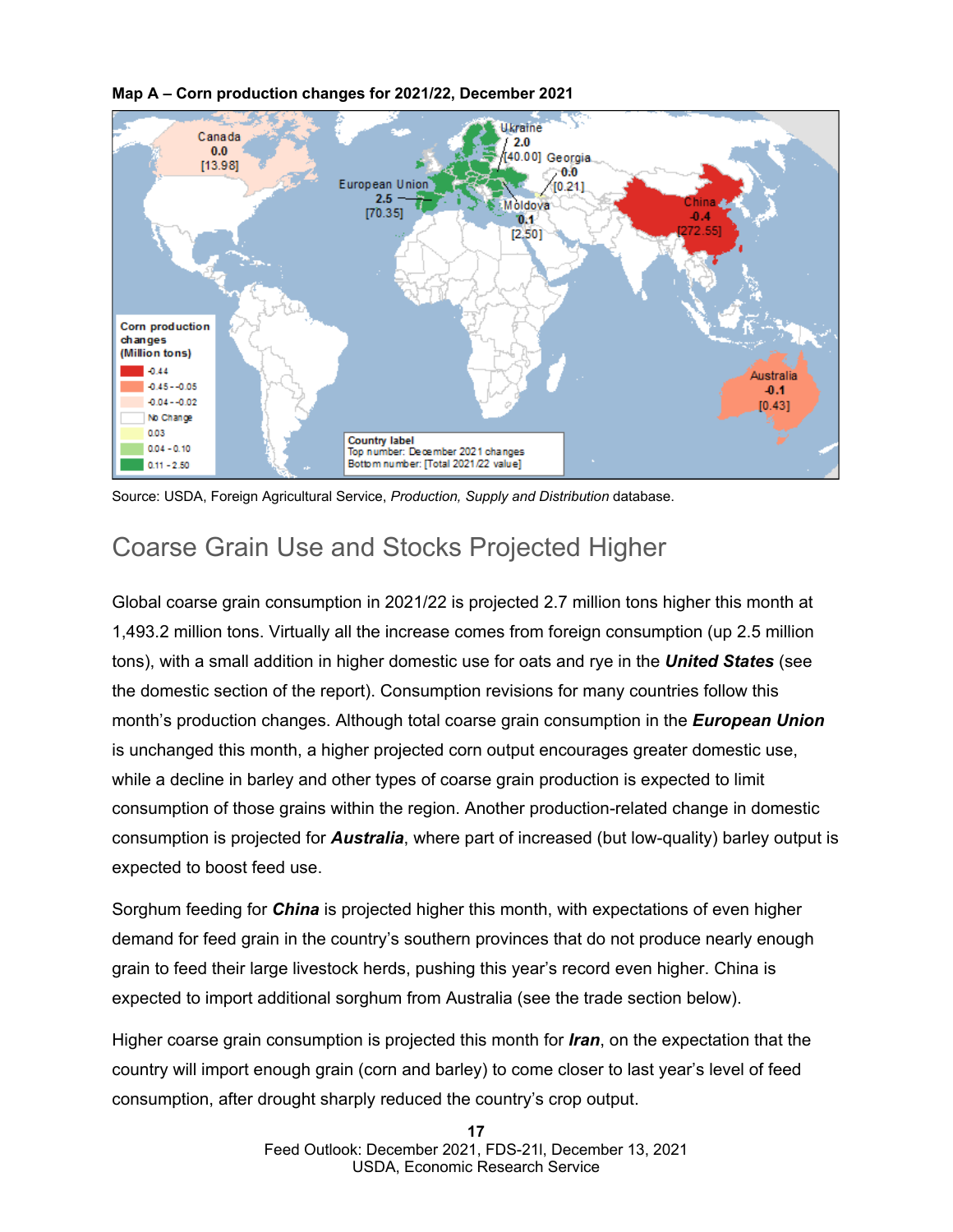**Map A – Corn production changes for 2021/22, December 2021**

Source: USDA, Foreign Agricultural Service, *Production, Supply and Distribution* database.

## Coarse Grain Use and Stocks Projected Higher

Global coarse grain consumption in 2021/22 is projected 2.7 million tons higher this month at 1,493.2 million tons. Virtually all the increase comes from foreign consumption (up 2.5 million tons), with a small addition in higher domestic use for oats and rye in the ***United States*** (see the domestic section of the report). Consumption revisions for many countries follow this month's production changes. Although total coarse grain consumption in the ***European Union*** is unchanged this month, a higher projected corn output encourages greater domestic use, while a decline in barley and other types of coarse grain production is expected to limit consumption of those grains within the region. Another production-related change in domestic consumption is projected for ***Australia***, where part of increased (but low-quality) barley output is expected to boost feed use.

Sorghum feeding for ***China*** is projected higher this month, with expectations of even higher demand for feed grain in the country's southern provinces that do not produce nearly enough grain to feed their large livestock herds, pushing this year's record even higher. China is expected to import additional sorghum from Australia (see the trade section below).

Higher coarse grain consumption is projected this month for ***Iran***, on the expectation that the country will import enough grain (corn and barley) to come closer to last year's level of feed consumption, after drought sharply reduced the country's crop output.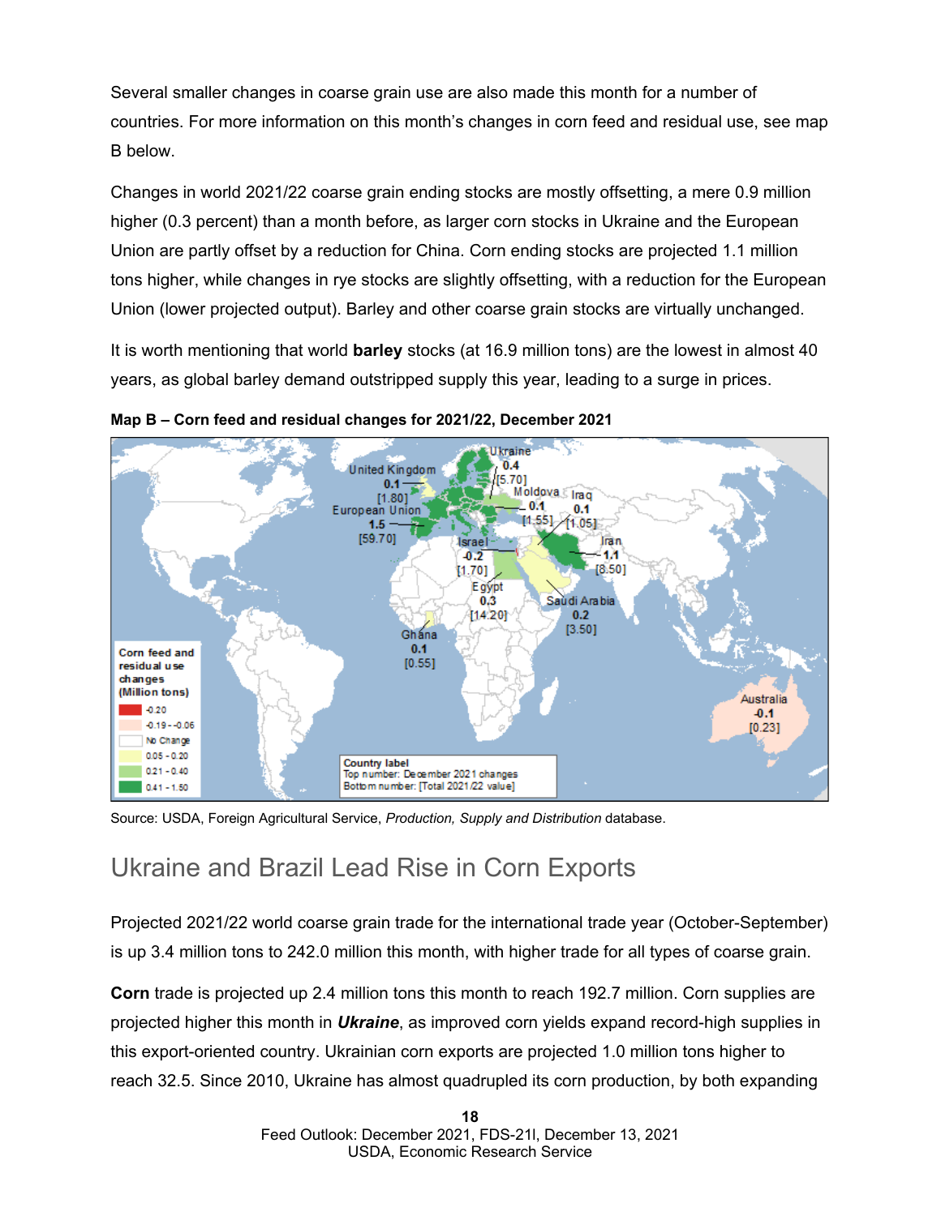Several smaller changes in coarse grain use are also made this month for a number of countries. For more information on this month's changes in corn feed and residual use, see map B below.

Changes in world 2021/22 coarse grain ending stocks are mostly offsetting, a mere 0.9 million higher (0.3 percent) than a month before, as larger corn stocks in Ukraine and the European Union are partly offset by a reduction for China. Corn ending stocks are projected 1.1 million tons higher, while changes in rye stocks are slightly offsetting, with a reduction for the European Union (lower projected output). Barley and other coarse grain stocks are virtually unchanged.

It is worth mentioning that world **barley** stocks (at 16.9 million tons) are the lowest in almost 40 years, as global barley demand outstripped supply this year, leading to a surge in prices.

**Map B – Corn feed and residual changes for 2021/22, December 2021**

Source: USDA, Foreign Agricultural Service, *Production, Supply and Distribution* database.

## Ukraine and Brazil Lead Rise in Corn Exports

Projected 2021/22 world coarse grain trade for the international trade year (October-September) is up 3.4 million tons to 242.0 million this month, with higher trade for all types of coarse grain.

**Corn** trade is projected up 2.4 million tons this month to reach 192.7 million. Corn supplies are projected higher this month in ***Ukraine***, as improved corn yields expand record-high supplies in this export-oriented country. Ukrainian corn exports are projected 1.0 million tons higher to reach 32.5. Since 2010, Ukraine has almost quadrupled its corn production, by both expanding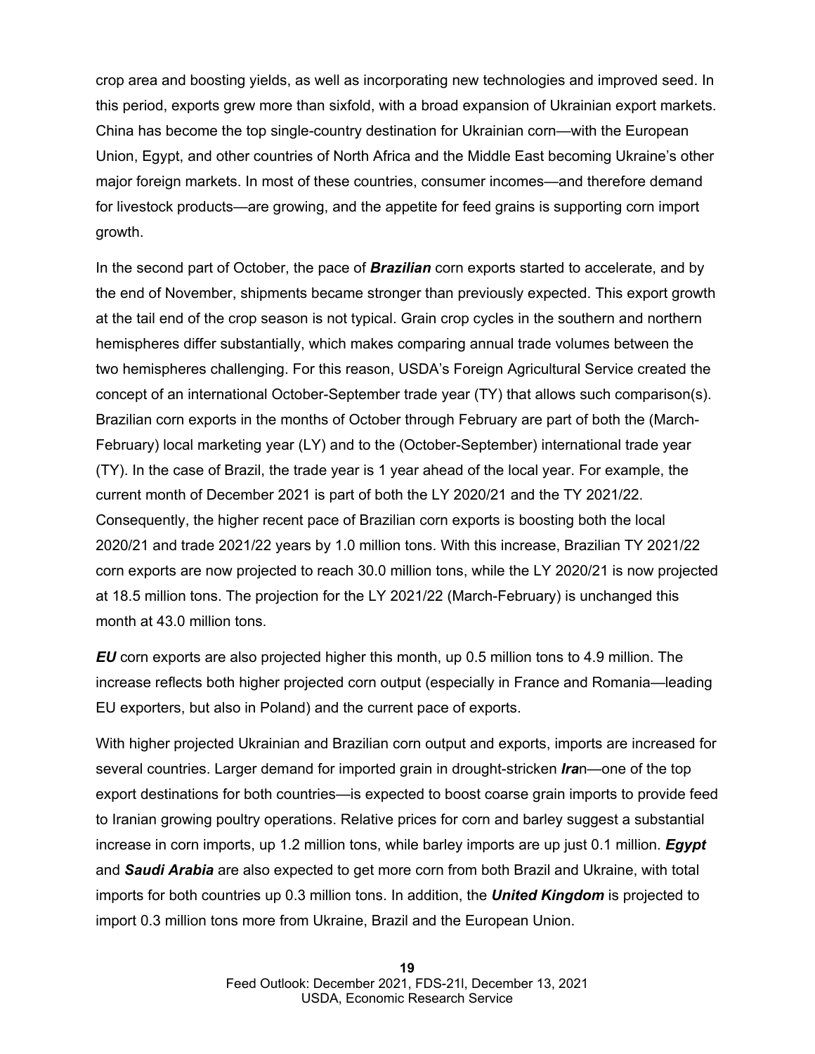crop area and boosting yields, as well as incorporating new technologies and improved seed. In this period, exports grew more than sixfold, with a broad expansion of Ukrainian export markets. China has become the top single-country destination for Ukrainian corn—with the European Union, Egypt, and other countries of North Africa and the Middle East becoming Ukraine's other major foreign markets. In most of these countries, consumer incomes—and therefore demand for livestock products—are growing, and the appetite for feed grains is supporting corn import growth.

In the second part of October, the pace of ***Brazilian*** corn exports started to accelerate, and by the end of November, shipments became stronger than previously expected. This export growth at the tail end of the crop season is not typical. Grain crop cycles in the southern and northern hemispheres differ substantially, which makes comparing annual trade volumes between the two hemispheres challenging. For this reason, USDA's Foreign Agricultural Service created the concept of an international October-September trade year (TY) that allows such comparison(s). Brazilian corn exports in the months of October through February are part of both the (March-February) local marketing year (LY) and to the (October-September) international trade year (TY). In the case of Brazil, the trade year is 1 year ahead of the local year. For example, the current month of December 2021 is part of both the LY 2020/21 and the TY 2021/22. Consequently, the higher recent pace of Brazilian corn exports is boosting both the local 2020/21 and trade 2021/22 years by 1.0 million tons. With this increase, Brazilian TY 2021/22 corn exports are now projected to reach 30.0 million tons, while the LY 2020/21 is now projected at 18.5 million tons. The projection for the LY 2021/22 (March-February) is unchanged this month at 43.0 million tons.

***EU*** corn exports are also projected higher this month, up 0.5 million tons to 4.9 million. The increase reflects both higher projected corn output (especially in France and Romania—leading EU exporters, but also in Poland) and the current pace of exports.

With higher projected Ukrainian and Brazilian corn output and exports, imports are increased for several countries. Larger demand for imported grain in drought-stricken ***Ira***n—one of the top export destinations for both countries—is expected to boost coarse grain imports to provide feed to Iranian growing poultry operations. Relative prices for corn and barley suggest a substantial increase in corn imports, up 1.2 million tons, while barley imports are up just 0.1 million. ***Egypt*** and ***Saudi Arabia*** are also expected to get more corn from both Brazil and Ukraine, with total imports for both countries up 0.3 million tons. In addition, the ***United Kingdom*** is projected to import 0.3 million tons more from Ukraine, Brazil and the European Union.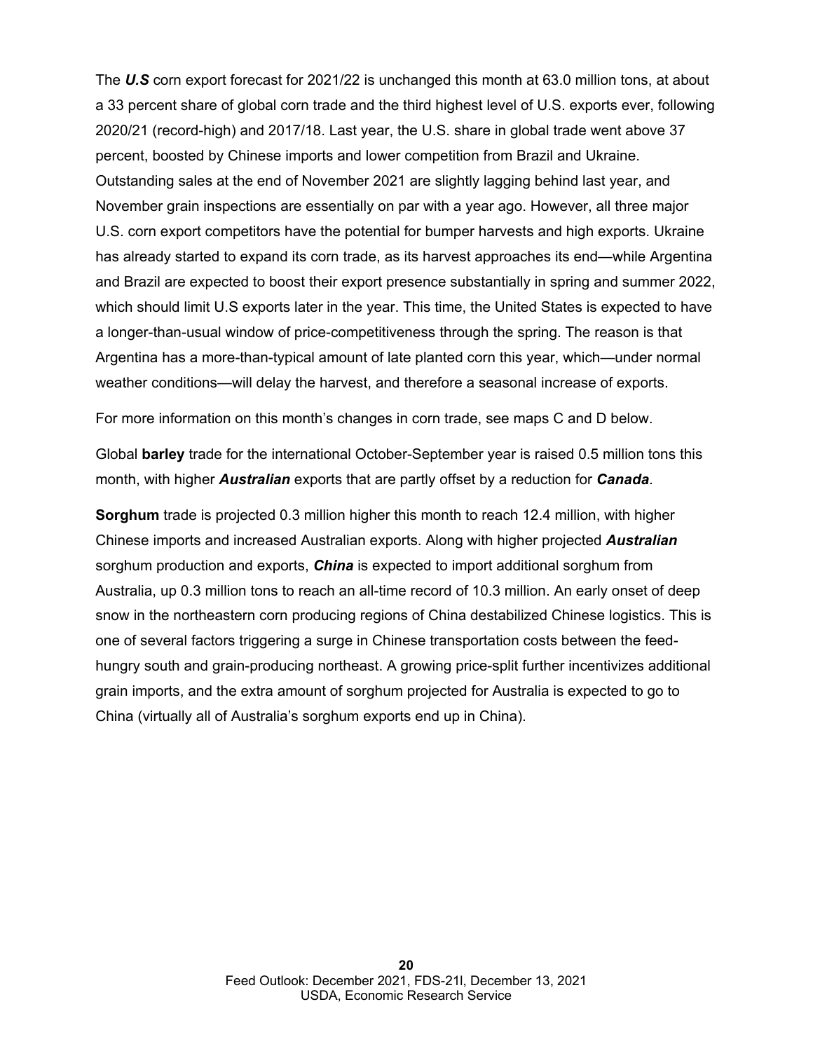The ***U.S*** corn export forecast for 2021/22 is unchanged this month at 63.0 million tons, at about a 33 percent share of global corn trade and the third highest level of U.S. exports ever, following 2020/21 (record-high) and 2017/18. Last year, the U.S. share in global trade went above 37 percent, boosted by Chinese imports and lower competition from Brazil and Ukraine. Outstanding sales at the end of November 2021 are slightly lagging behind last year, and November grain inspections are essentially on par with a year ago. However, all three major U.S. corn export competitors have the potential for bumper harvests and high exports. Ukraine has already started to expand its corn trade, as its harvest approaches its end—while Argentina and Brazil are expected to boost their export presence substantially in spring and summer 2022, which should limit U.S exports later in the year. This time, the United States is expected to have a longer-than-usual window of price-competitiveness through the spring. The reason is that Argentina has a more-than-typical amount of late planted corn this year, which—under normal weather conditions—will delay the harvest, and therefore a seasonal increase of exports.

For more information on this month's changes in corn trade, see maps C and D below.

Global **barley** trade for the international October-September year is raised 0.5 million tons this month, with higher ***Australian*** exports that are partly offset by a reduction for ***Canada***.

**Sorghum** trade is projected 0.3 million higher this month to reach 12.4 million, with higher Chinese imports and increased Australian exports. Along with higher projected ***Australian*** sorghum production and exports, ***China*** is expected to import additional sorghum from Australia, up 0.3 million tons to reach an all-time record of 10.3 million. An early onset of deep snow in the northeastern corn producing regions of China destabilized Chinese logistics. This is one of several factors triggering a surge in Chinese transportation costs between the feed-hungry south and grain-producing northeast. A growing price-split further incentivizes additional grain imports, and the extra amount of sorghum projected for Australia is expected to go to China (virtually all of Australia's sorghum exports end up in China).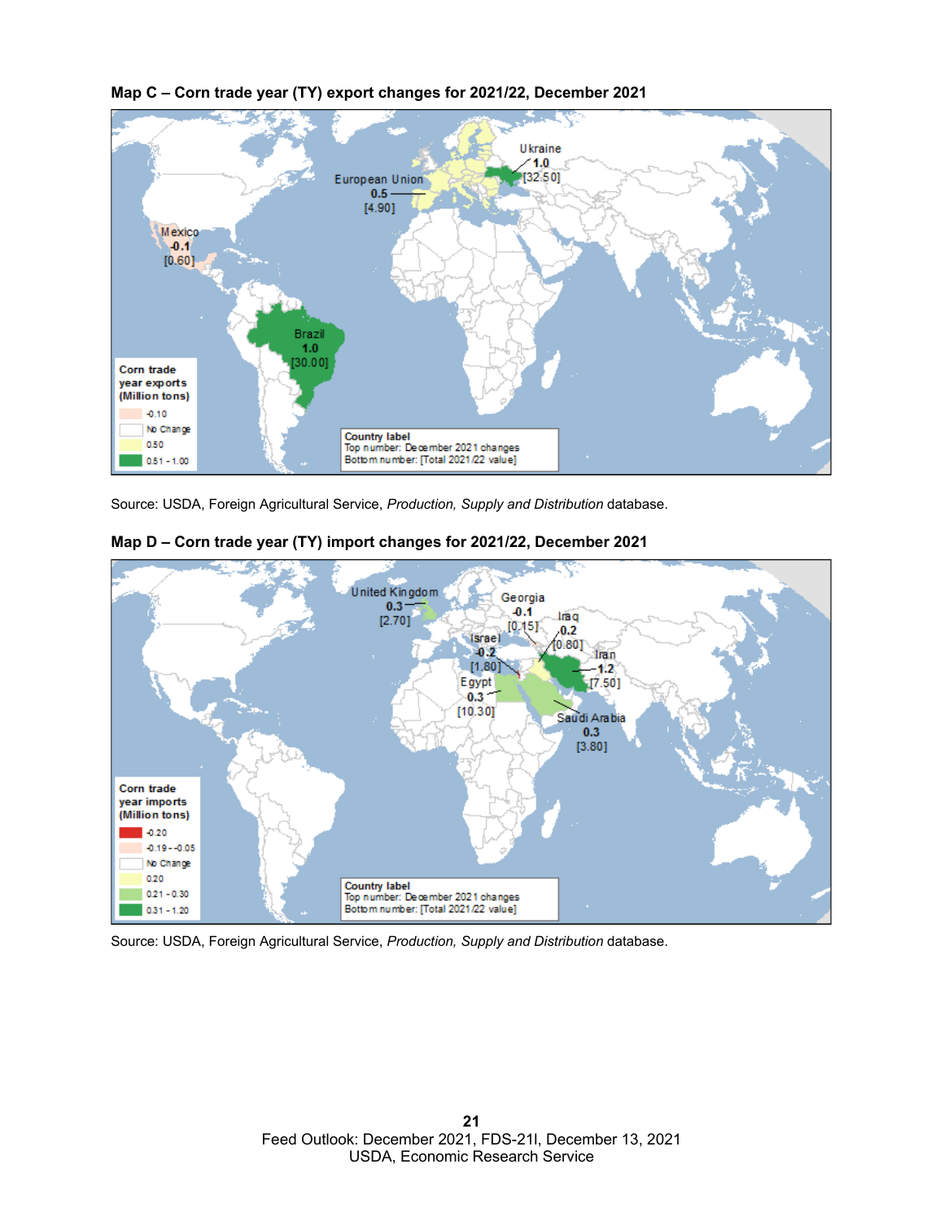**Map C – Corn trade year (TY) export changes for 2021/22, December 2021**

Source: USDA, Foreign Agricultural Service, *Production, Supply and Distribution* database.

**Map D – Corn trade year (TY) import changes for 2021/22, December 2021**

Source: USDA, Foreign Agricultural Service, *Production, Supply and Distribution* database.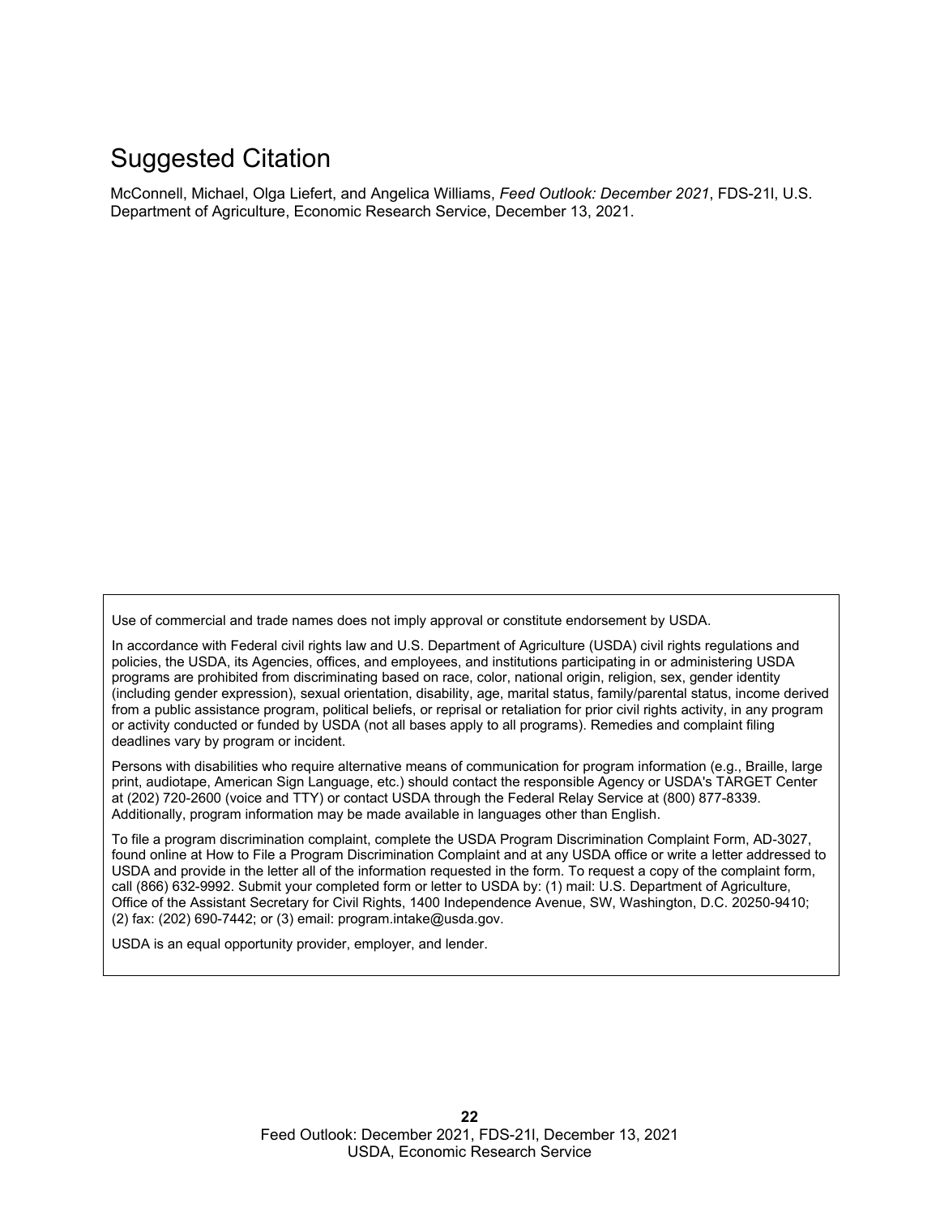## Suggested Citation

McConnell, Michael, Olga Liefert, and Angelica Williams, *Feed Outlook: December 2021*, FDS-21l, U.S. Department of Agriculture, Economic Research Service, December 13, 2021.

Use of commercial and trade names does not imply approval or constitute endorsement by USDA.

In accordance with Federal civil rights law and U.S. Department of Agriculture (USDA) civil rights regulations and policies, the USDA, its Agencies, offices, and employees, and institutions participating in or administering USDA programs are prohibited from discriminating based on race, color, national origin, religion, sex, gender identity (including gender expression), sexual orientation, disability, age, marital status, family/parental status, income derived from a public assistance program, political beliefs, or reprisal or retaliation for prior civil rights activity, in any program or activity conducted or funded by USDA (not all bases apply to all programs). Remedies and complaint filing deadlines vary by program or incident.

Persons with disabilities who require alternative means of communication for program information (e.g., Braille, large print, audiotape, American Sign Language, etc.) should contact the responsible Agency or USDA's TARGET Center at (202) 720-2600 (voice and TTY) or contact USDA through the Federal Relay Service at (800) 877-8339. Additionally, program information may be made available in languages other than English.

To file a program discrimination complaint, complete the USDA Program Discrimination Complaint Form, AD-3027, found online at How to File a Program Discrimination Complaint and at any USDA office or write a letter addressed to USDA and provide in the letter all of the information requested in the form. To request a copy of the complaint form, call (866) 632-9992. Submit your completed form or letter to USDA by: (1) mail: U.S. Department of Agriculture, Office of the Assistant Secretary for Civil Rights, 1400 Independence Avenue, SW, Washington, D.C. 20250-9410; (2) fax: (202) 690-7442; or (3) email: program.intake@usda.gov.

USDA is an equal opportunity provider, employer, and lender.